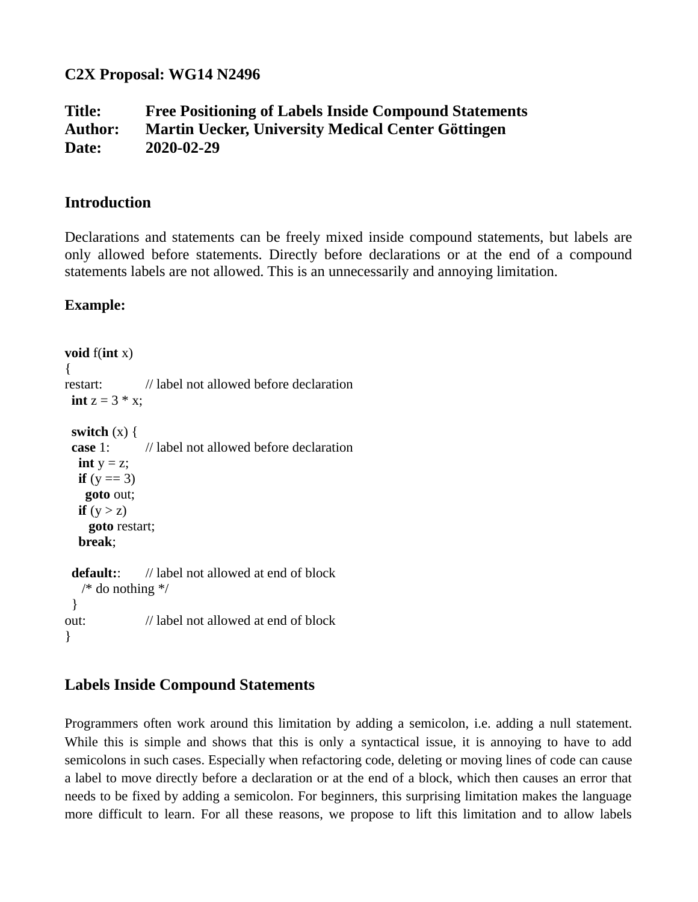**C2X Proposal: WG14 N2496**

**Title:** Free Positioning of Labels Inside Compound Statements
**Author:** Martin Uecker, University Medical Center Göttingen
**Date:** 2020-02-29

## Introduction

Declarations and statements can be freely mixed inside compound statements, but labels are only allowed before statements. Directly before declarations or at the end of a compound statements labels are not allowed. This is an unnecessarily and annoying limitation.

**Example:**

```
void f(int x)
{
restart:        // label not allowed before declaration
  int z = 3 * x;

  switch (x) {
  case 1:       // label not allowed before declaration
    int y = z;
    if (y == 3)
      goto out;
    if (y > z)
      goto restart;
    break;

  default::     // label not allowed at end of block
    /* do nothing */
  }
out:            // label not allowed at end of block
}
```

## Labels Inside Compound Statements

Programmers often work around this limitation by adding a semicolon, i.e. adding a null statement. While this is simple and shows that this is only a syntactical issue, it is annoying to have to add semicolons in such cases. Especially when refactoring code, deleting or moving lines of code can cause a label to move directly before a declaration or at the end of a block, which then causes an error that needs to be fixed by adding a semicolon. For beginners, this surprising limitation makes the language more difficult to learn. For all these reasons, we propose to lift this limitation and to allow labels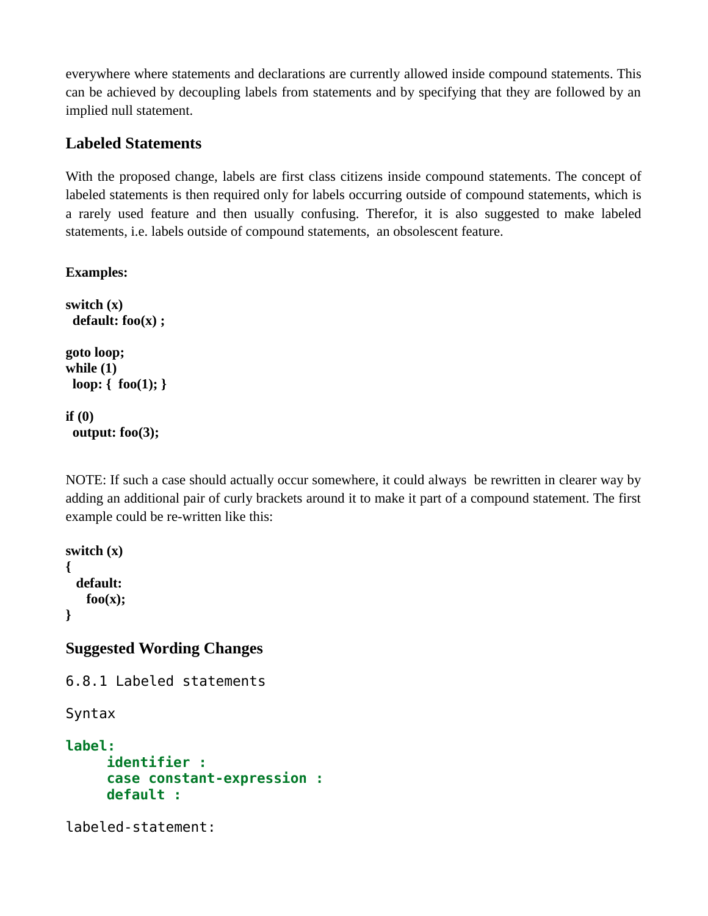everywhere where statements and declarations are currently allowed inside compound statements. This can be achieved by decoupling labels from statements and by specifying that they are followed by an implied null statement.

## Labeled Statements

With the proposed change, labels are first class citizens inside compound statements. The concept of labeled statements is then required only for labels occurring outside of compound statements, which is a rarely used feature and then usually confusing. Therefor, it is also suggested to make labeled statements, i.e. labels outside of compound statements,  an obsolescent feature.

**Examples:**

```
switch (x)
  default: foo(x) ;

goto loop;
while (1)
  loop: {  foo(1); }

if (0)
  output: foo(3);
```

NOTE: If such a case should actually occur somewhere, it could always  be rewritten in clearer way by adding an additional pair of curly brackets around it to make it part of a compound statement. The first example could be re-written like this:

```
switch (x)
{
   default:
      foo(x);
}
```

## Suggested Wording Changes

```
6.8.1 Labeled statements

Syntax

label:
     identifier :
     case constant-expression :
     default :

labeled-statement:
```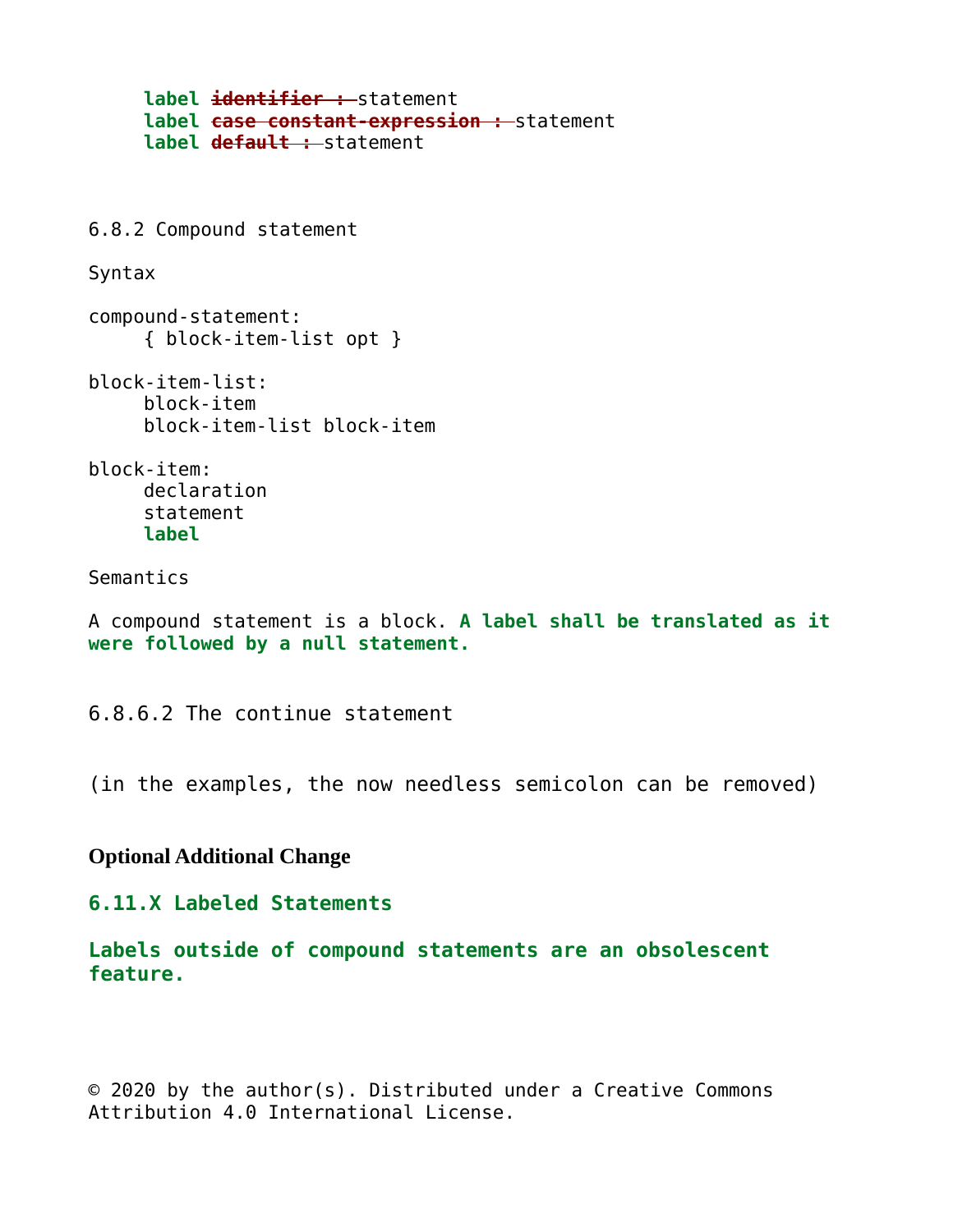**label** ~~identifier :~~ statement
**label** ~~case constant-expression :~~ statement
**label** ~~default :~~ statement

6.8.2 Compound statement

Syntax

compound-statement:
{ block-item-list opt }

block-item-list:
block-item
block-item-list block-item

block-item:
declaration
statement
**label**

Semantics

A compound statement is a block. **A label shall be translated as it were followed by a null statement.**

6.8.6.2 The continue statement

(in the examples, the now needless semicolon can be removed)

### Optional Additional Change

**6.11.X Labeled Statements**

**Labels outside of compound statements are an obsolescent feature.**

© 2020 by the author(s). Distributed under a Creative Commons Attribution 4.0 International License.